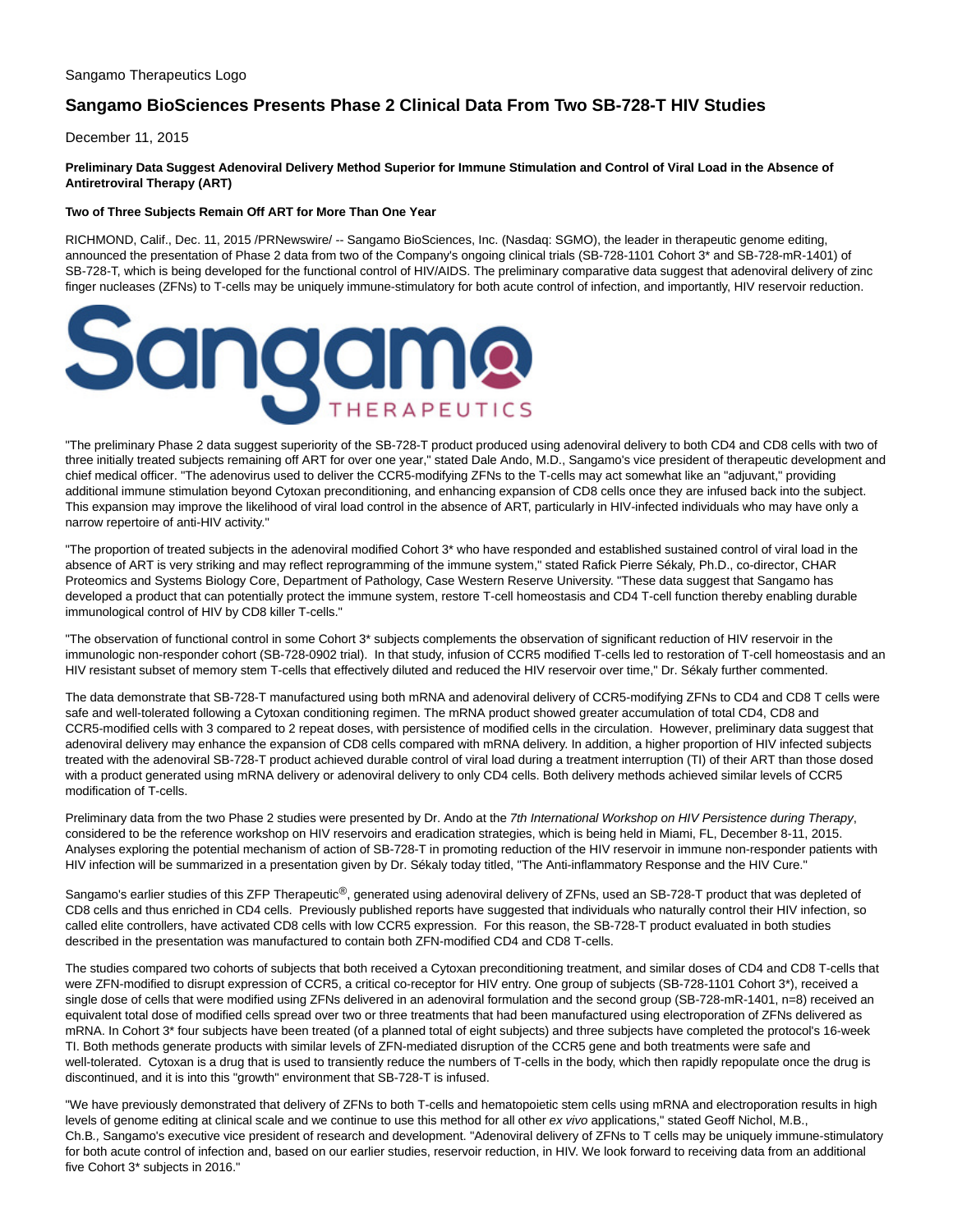Sangamo Therapeutics Logo

# Sangamo BioSciences Presents Phase 2 Clinical Data From Two SB-728-T HIV Studies

December 11, 2015

**Preliminary Data Suggest Adenoviral Delivery Method Superior for Immune Stimulation and Control of Viral Load in the Absence of Antiretroviral Therapy (ART)**

**Two of Three Subjects Remain Off ART for More Than One Year**

RICHMOND, Calif., Dec. 11, 2015 /PRNewswire/ -- Sangamo BioSciences, Inc. (Nasdaq: SGMO), the leader in therapeutic genome editing, announced the presentation of Phase 2 data from two of the Company's ongoing clinical trials (SB-728-1101 Cohort 3* and SB-728-mR-1401) of SB-728-T, which is being developed for the functional control of HIV/AIDS. The preliminary comparative data suggest that adenoviral delivery of zinc finger nucleases (ZFNs) to T-cells may be uniquely immune-stimulatory for both acute control of infection, and importantly, HIV reservoir reduction.

"The preliminary Phase 2 data suggest superiority of the SB-728-T product produced using adenoviral delivery to both CD4 and CD8 cells with two of three initially treated subjects remaining off ART for over one year," stated Dale Ando, M.D., Sangamo's vice president of therapeutic development and chief medical officer. "The adenovirus used to deliver the CCR5-modifying ZFNs to the T-cells may act somewhat like an "adjuvant," providing additional immune stimulation beyond Cytoxan preconditioning, and enhancing expansion of CD8 cells once they are infused back into the subject. This expansion may improve the likelihood of viral load control in the absence of ART, particularly in HIV-infected individuals who may have only a narrow repertoire of anti-HIV activity."

"The proportion of treated subjects in the adenoviral modified Cohort 3* who have responded and established sustained control of viral load in the absence of ART is very striking and may reflect reprogramming of the immune system," stated Rafick Pierre Sékaly, Ph.D., co-director, CHAR Proteomics and Systems Biology Core, Department of Pathology, Case Western Reserve University. "These data suggest that Sangamo has developed a product that can potentially protect the immune system, restore T-cell homeostasis and CD4 T-cell function thereby enabling durable immunological control of HIV by CD8 killer T-cells."

"The observation of functional control in some Cohort 3* subjects complements the observation of significant reduction of HIV reservoir in the immunologic non-responder cohort (SB-728-0902 trial). In that study, infusion of CCR5 modified T-cells led to restoration of T-cell homeostasis and an HIV resistant subset of memory stem T-cells that effectively diluted and reduced the HIV reservoir over time," Dr. Sékaly further commented.

The data demonstrate that SB-728-T manufactured using both mRNA and adenoviral delivery of CCR5-modifying ZFNs to CD4 and CD8 T cells were safe and well-tolerated following a Cytoxan conditioning regimen. The mRNA product showed greater accumulation of total CD4, CD8 and CCR5-modified cells with 3 compared to 2 repeat doses, with persistence of modified cells in the circulation. However, preliminary data suggest that adenoviral delivery may enhance the expansion of CD8 cells compared with mRNA delivery. In addition, a higher proportion of HIV infected subjects treated with the adenoviral SB-728-T product achieved durable control of viral load during a treatment interruption (TI) of their ART than those dosed with a product generated using mRNA delivery or adenoviral delivery to only CD4 cells. Both delivery methods achieved similar levels of CCR5 modification of T-cells.

Preliminary data from the two Phase 2 studies were presented by Dr. Ando at the *7th International Workshop on HIV Persistence during Therapy*, considered to be the reference workshop on HIV reservoirs and eradication strategies, which is being held in Miami, FL, December 8-11, 2015. Analyses exploring the potential mechanism of action of SB-728-T in promoting reduction of the HIV reservoir in immune non-responder patients with HIV infection will be summarized in a presentation given by Dr. Sékaly today titled, "The Anti-inflammatory Response and the HIV Cure."

Sangamo's earlier studies of this ZFP Therapeutic®, generated using adenoviral delivery of ZFNs, used an SB-728-T product that was depleted of CD8 cells and thus enriched in CD4 cells. Previously published reports have suggested that individuals who naturally control their HIV infection, so called elite controllers, have activated CD8 cells with low CCR5 expression. For this reason, the SB-728-T product evaluated in both studies described in the presentation was manufactured to contain both ZFN-modified CD4 and CD8 T-cells.

The studies compared two cohorts of subjects that both received a Cytoxan preconditioning treatment, and similar doses of CD4 and CD8 T-cells that were ZFN-modified to disrupt expression of CCR5, a critical co-receptor for HIV entry. One group of subjects (SB-728-1101 Cohort 3*), received a single dose of cells that were modified using ZFNs delivered in an adenoviral formulation and the second group (SB-728-mR-1401, n=8) received an equivalent total dose of modified cells spread over two or three treatments that had been manufactured using electroporation of ZFNs delivered as mRNA. In Cohort 3* four subjects have been treated (of a planned total of eight subjects) and three subjects have completed the protocol's 16-week TI. Both methods generate products with similar levels of ZFN-mediated disruption of the CCR5 gene and both treatments were safe and well-tolerated. Cytoxan is a drug that is used to transiently reduce the numbers of T-cells in the body, which then rapidly repopulate once the drug is discontinued, and it is into this "growth" environment that SB-728-T is infused.

"We have previously demonstrated that delivery of ZFNs to both T-cells and hematopoietic stem cells using mRNA and electroporation results in high levels of genome editing at clinical scale and we continue to use this method for all other *ex vivo* applications," stated Geoff Nichol, M.B., Ch.B., Sangamo's executive vice president of research and development. "Adenoviral delivery of ZFNs to T cells may be uniquely immune-stimulatory for both acute control of infection and, based on our earlier studies, reservoir reduction, in HIV. We look forward to receiving data from an additional five Cohort 3* subjects in 2016."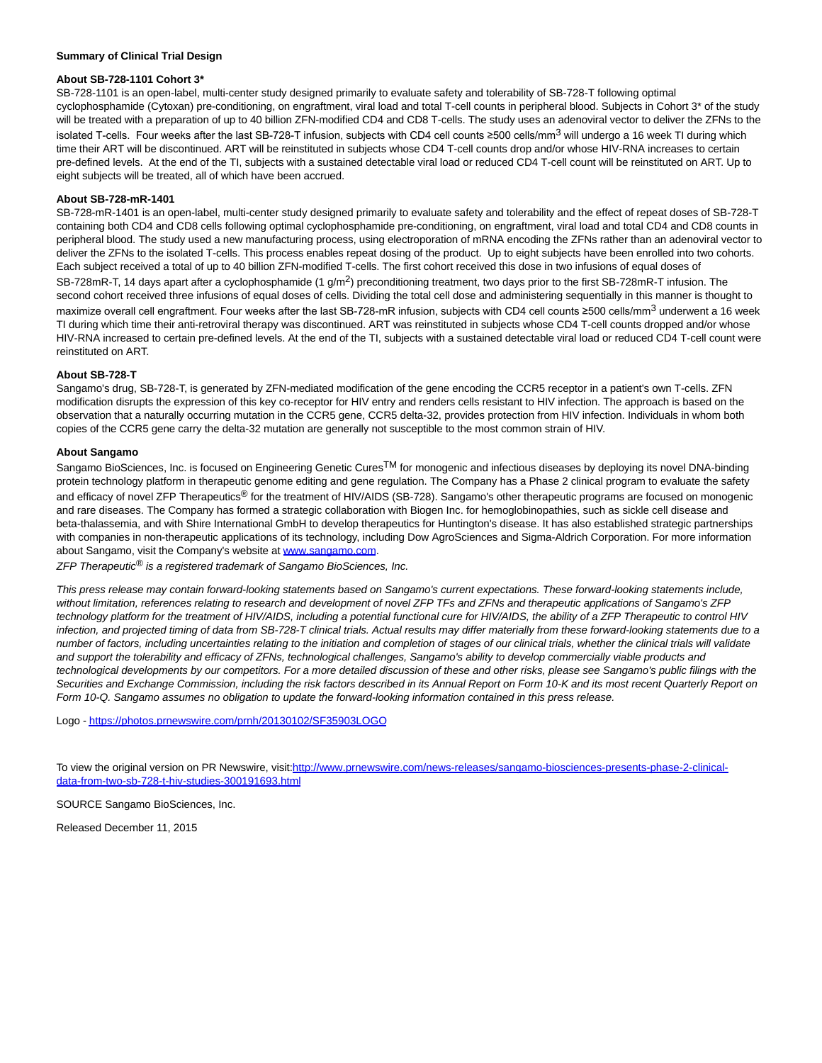**Summary of Clinical Trial Design**

**About SB-728-1101 Cohort 3***

SB-728-1101 is an open-label, multi-center study designed primarily to evaluate safety and tolerability of SB-728-T following optimal cyclophosphamide (Cytoxan) pre-conditioning, on engraftment, viral load and total T-cell counts in peripheral blood. Subjects in Cohort 3* of the study will be treated with a preparation of up to 40 billion ZFN-modified CD4 and CD8 T-cells. The study uses an adenoviral vector to deliver the ZFNs to the isolated T-cells. Four weeks after the last SB-728-T infusion, subjects with CD4 cell counts ≥500 cells/$mm^3$ will undergo a 16 week TI during which time their ART will be discontinued. ART will be reinstituted in subjects whose CD4 T-cell counts drop and/or whose HIV-RNA increases to certain pre-defined levels. At the end of the TI, subjects with a sustained detectable viral load or reduced CD4 T-cell count will be reinstituted on ART. Up to eight subjects will be treated, all of which have been accrued.

**About SB-728-mR-1401**

SB-728-mR-1401 is an open-label, multi-center study designed primarily to evaluate safety and tolerability and the effect of repeat doses of SB-728-T containing both CD4 and CD8 cells following optimal cyclophosphamide pre-conditioning, on engraftment, viral load and total CD4 and CD8 counts in peripheral blood. The study used a new manufacturing process, using electroporation of mRNA encoding the ZFNs rather than an adenoviral vector to deliver the ZFNs to the isolated T-cells. This process enables repeat dosing of the product. Up to eight subjects have been enrolled into two cohorts. Each subject received a total of up to 40 billion ZFN-modified T-cells. The first cohort received this dose in two infusions of equal doses of SB-728mR-T, 14 days apart after a cyclophosphamide (1 g/$m^2$) preconditioning treatment, two days prior to the first SB-728mR-T infusion. The second cohort received three infusions of equal doses of cells. Dividing the total cell dose and administering sequentially in this manner is thought to maximize overall cell engraftment. Four weeks after the last SB-728-mR infusion, subjects with CD4 cell counts ≥500 cells/$mm^3$ underwent a 16 week TI during which time their anti-retroviral therapy was discontinued. ART was reinstituted in subjects whose CD4 T-cell counts dropped and/or whose HIV-RNA increased to certain pre-defined levels. At the end of the TI, subjects with a sustained detectable viral load or reduced CD4 T-cell count were reinstituted on ART.

**About SB-728-T**

Sangamo's drug, SB-728-T, is generated by ZFN-mediated modification of the gene encoding the CCR5 receptor in a patient's own T-cells. ZFN modification disrupts the expression of this key co-receptor for HIV entry and renders cells resistant to HIV infection. The approach is based on the observation that a naturally occurring mutation in the CCR5 gene, CCR5 delta-32, provides protection from HIV infection. Individuals in whom both copies of the CCR5 gene carry the delta-32 mutation are generally not susceptible to the most common strain of HIV.

**About Sangamo**

Sangamo BioSciences, Inc. is focused on Engineering Genetic Cures™ for monogenic and infectious diseases by deploying its novel DNA-binding protein technology platform in therapeutic genome editing and gene regulation. The Company has a Phase 2 clinical program to evaluate the safety and efficacy of novel ZFP Therapeutics® for the treatment of HIV/AIDS (SB-728). Sangamo's other therapeutic programs are focused on monogenic and rare diseases. The Company has formed a strategic collaboration with Biogen Inc. for hemoglobinopathies, such as sickle cell disease and beta-thalassemia, and with Shire International GmbH to develop therapeutics for Huntington's disease. It has also established strategic partnerships with companies in non-therapeutic applications of its technology, including Dow AgroSciences and Sigma-Aldrich Corporation. For more information about Sangamo, visit the Company's website at www.sangamo.com.

*ZFP Therapeutic® is a registered trademark of Sangamo BioSciences, Inc.*

*This press release may contain forward-looking statements based on Sangamo's current expectations. These forward-looking statements include, without limitation, references relating to research and development of novel ZFP TFs and ZFNs and therapeutic applications of Sangamo's ZFP technology platform for the treatment of HIV/AIDS, including a potential functional cure for HIV/AIDS, the ability of a ZFP Therapeutic to control HIV infection, and projected timing of data from SB-728-T clinical trials. Actual results may differ materially from these forward-looking statements due to a number of factors, including uncertainties relating to the initiation and completion of stages of our clinical trials, whether the clinical trials will validate and support the tolerability and efficacy of ZFNs, technological challenges, Sangamo's ability to develop commercially viable products and technological developments by our competitors. For a more detailed discussion of these and other risks, please see Sangamo's public filings with the Securities and Exchange Commission, including the risk factors described in its Annual Report on Form 10-K and its most recent Quarterly Report on Form 10-Q. Sangamo assumes no obligation to update the forward-looking information contained in this press release.*

Logo - https://photos.prnewswire.com/prnh/20130102/SF35903LOGO

To view the original version on PR Newswire, visit:http://www.prnewswire.com/news-releases/sangamo-biosciences-presents-phase-2-clinical-data-from-two-sb-728-t-hiv-studies-300191693.html

SOURCE Sangamo BioSciences, Inc.

Released December 11, 2015